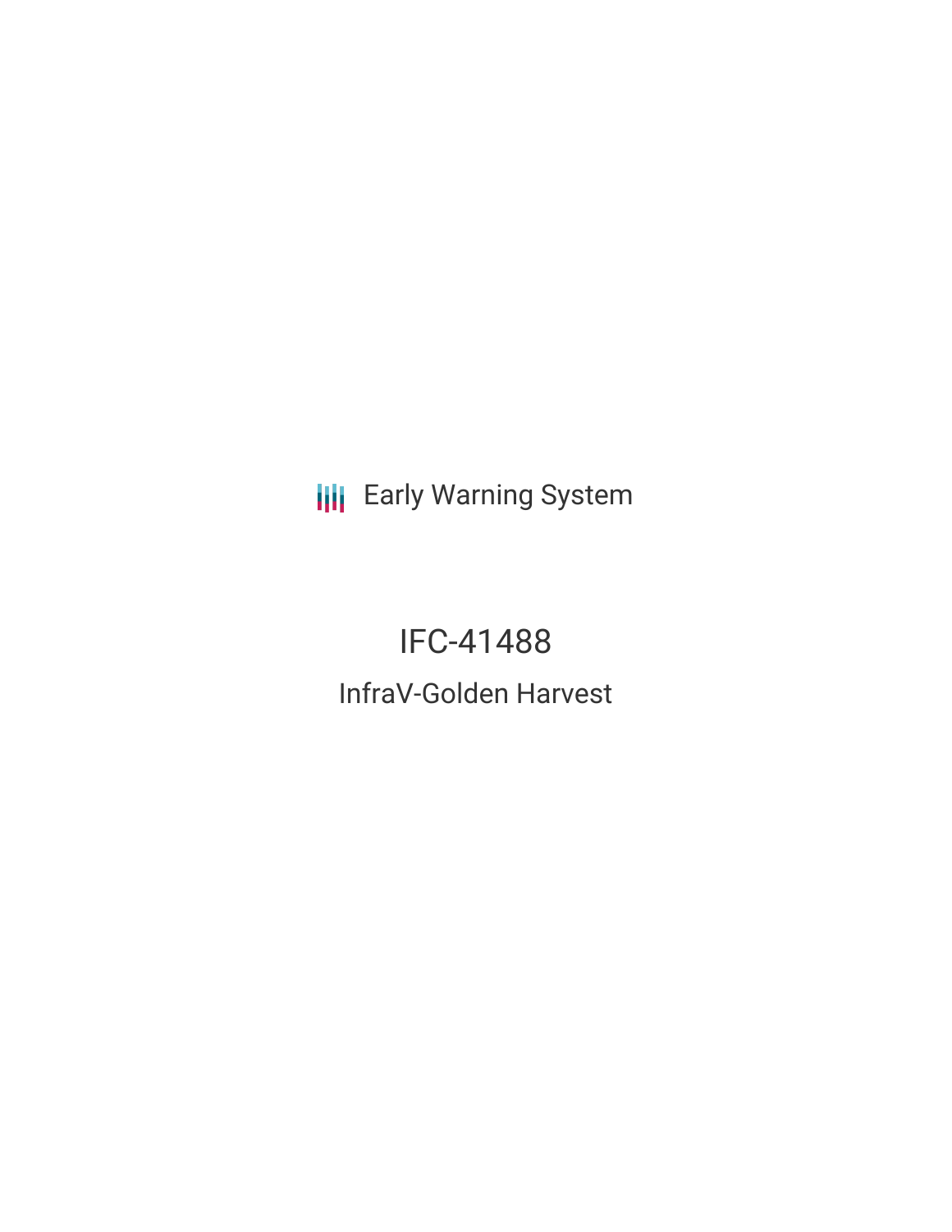Early Warning System

# IFC-41488

## InfraV-Golden Harvest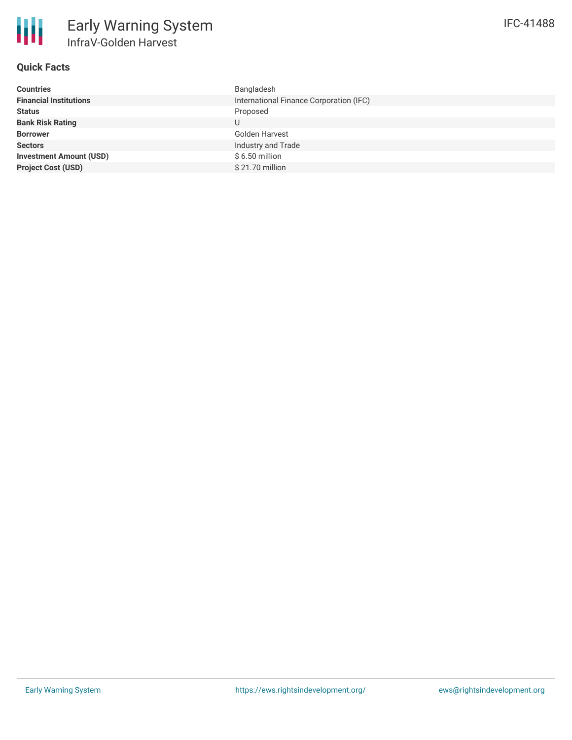# Early Warning System

## InfraV-Golden Harvest

IFC-41488

### Quick Facts

| | |
|---|---|
| **Countries** | Bangladesh |
| **Financial Institutions** | International Finance Corporation (IFC) |
| **Status** | Proposed |
| **Bank Risk Rating** | U |
| **Borrower** | Golden Harvest |
| **Sectors** | Industry and Trade |
| **Investment Amount (USD)** | $ 6.50 million |
| **Project Cost (USD)** | $ 21.70 million |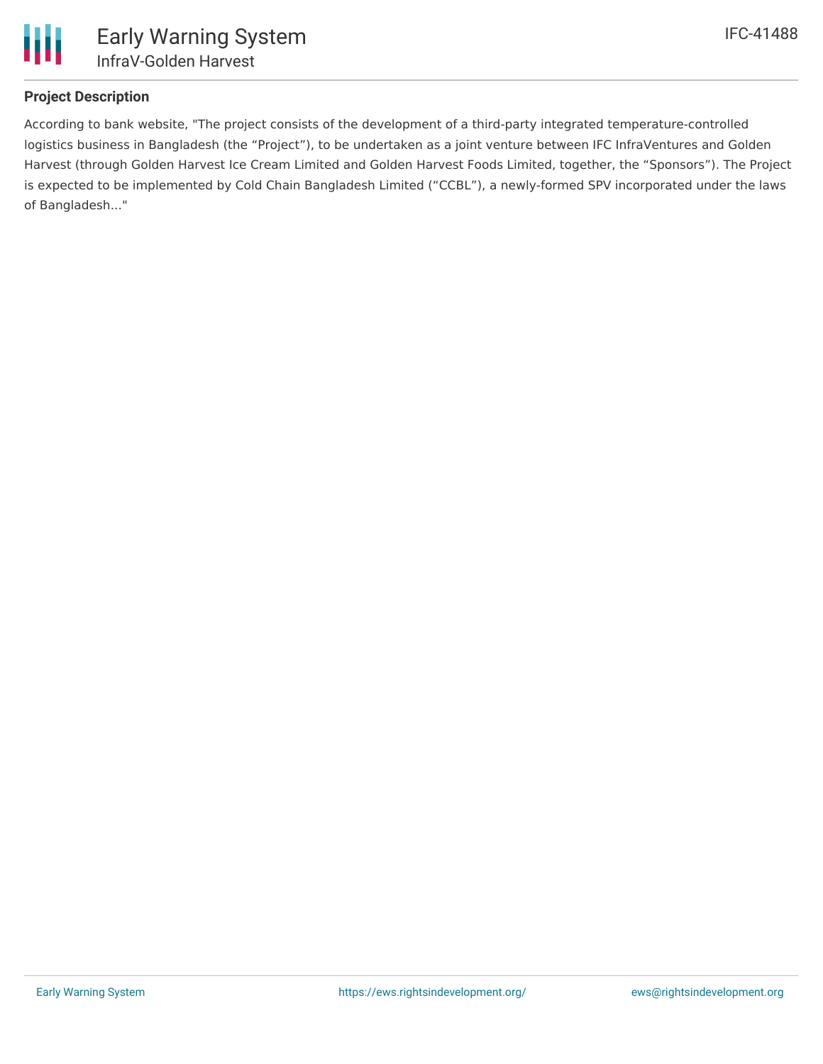## Project Description

According to bank website, "The project consists of the development of a third-party integrated temperature-controlled logistics business in Bangladesh (the "Project"), to be undertaken as a joint venture between IFC InfraVentures and Golden Harvest (through Golden Harvest Ice Cream Limited and Golden Harvest Foods Limited, together, the "Sponsors"). The Project is expected to be implemented by Cold Chain Bangladesh Limited ("CCBL"), a newly-formed SPV incorporated under the laws of Bangladesh..."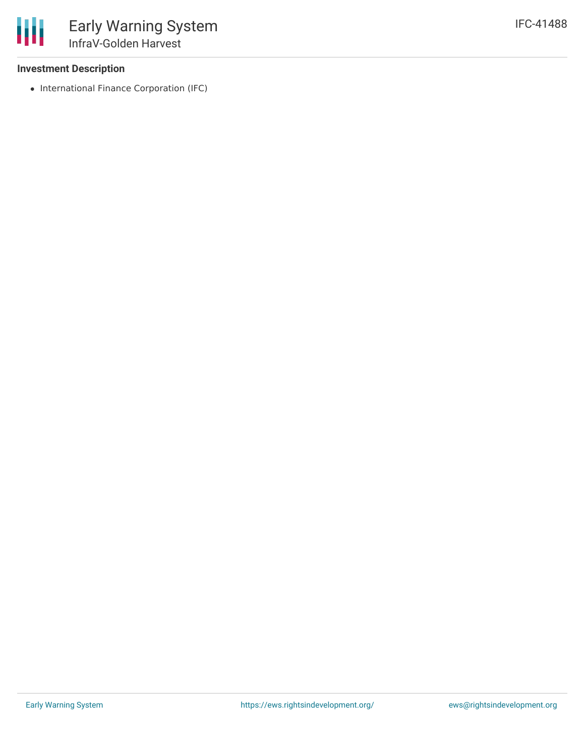### Investment Description

- International Finance Corporation (IFC)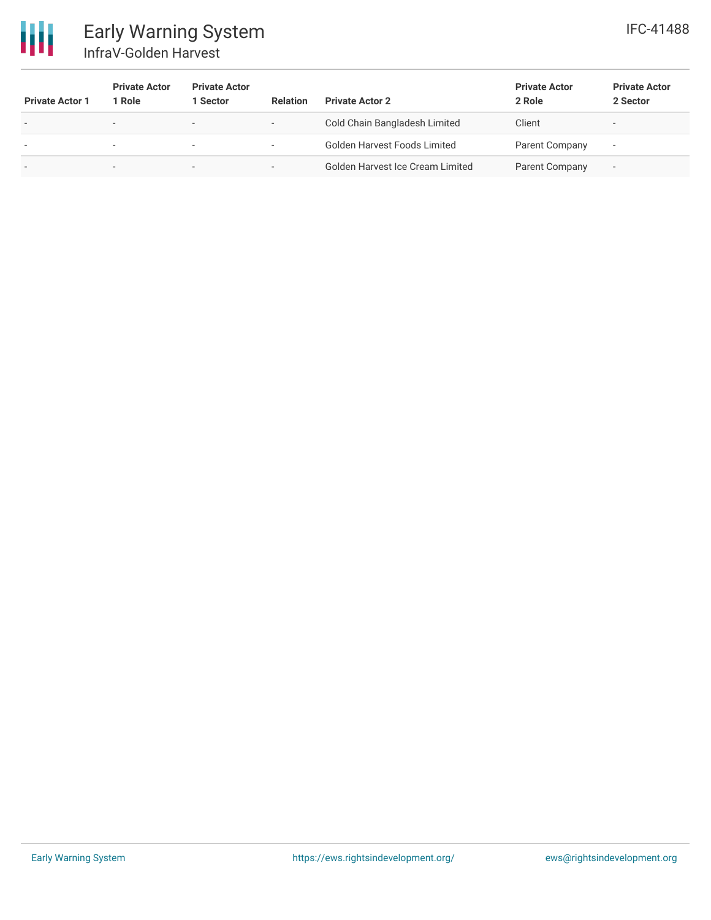| Private Actor 1 | Private Actor 1 Role | Private Actor 1 Sector | Relation | Private Actor 2 | Private Actor 2 Role | Private Actor 2 Sector |
|---|---|---|---|---|---|---|
| - | - | - | - | Cold Chain Bangladesh Limited | Client | - |
| - | - | - | - | Golden Harvest Foods Limited | Parent Company | - |
| - | - | - | - | Golden Harvest Ice Cream Limited | Parent Company | - |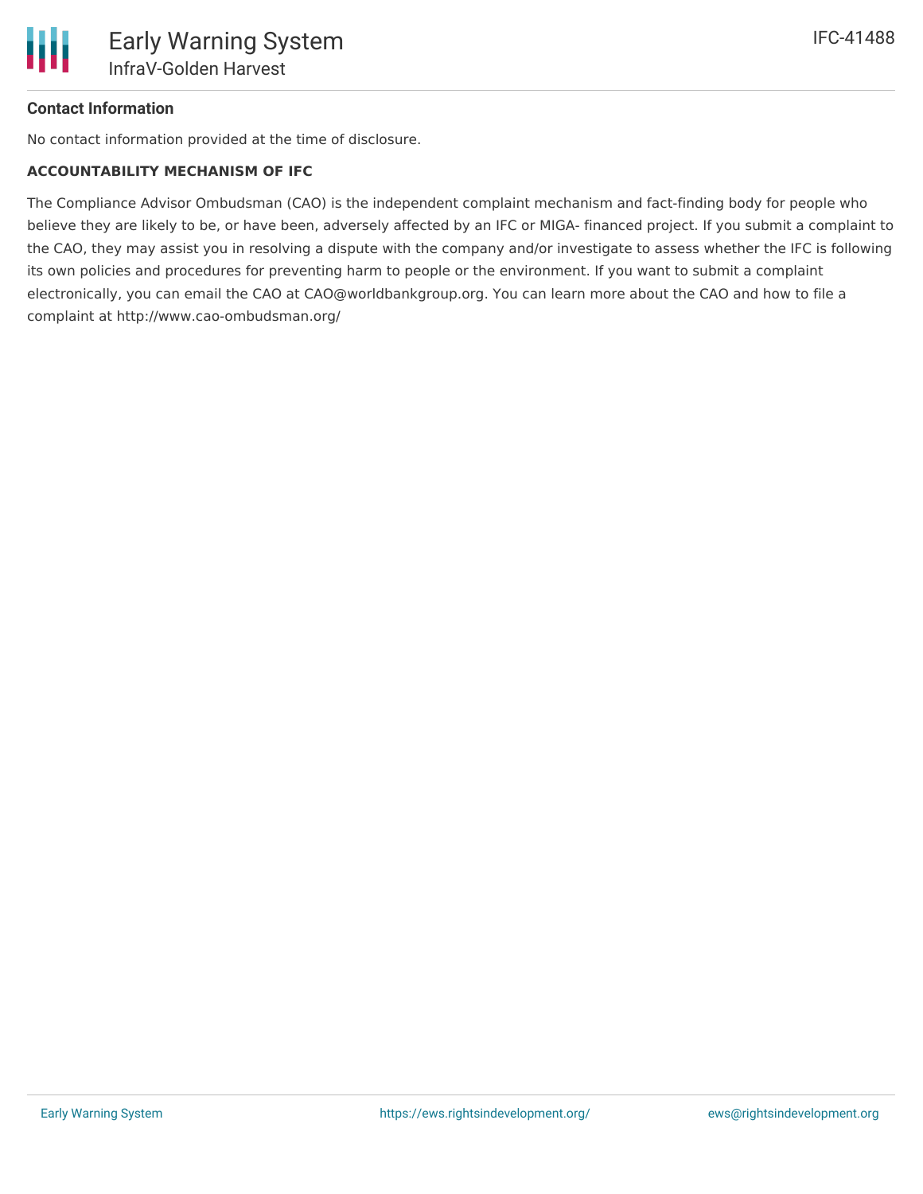## Contact Information

No contact information provided at the time of disclosure.

**ACCOUNTABILITY MECHANISM OF IFC**

The Compliance Advisor Ombudsman (CAO) is the independent complaint mechanism and fact-finding body for people who believe they are likely to be, or have been, adversely affected by an IFC or MIGA- financed project. If you submit a complaint to the CAO, they may assist you in resolving a dispute with the company and/or investigate to assess whether the IFC is following its own policies and procedures for preventing harm to people or the environment. If you want to submit a complaint electronically, you can email the CAO at CAO@worldbankgroup.org. You can learn more about the CAO and how to file a complaint at http://www.cao-ombudsman.org/